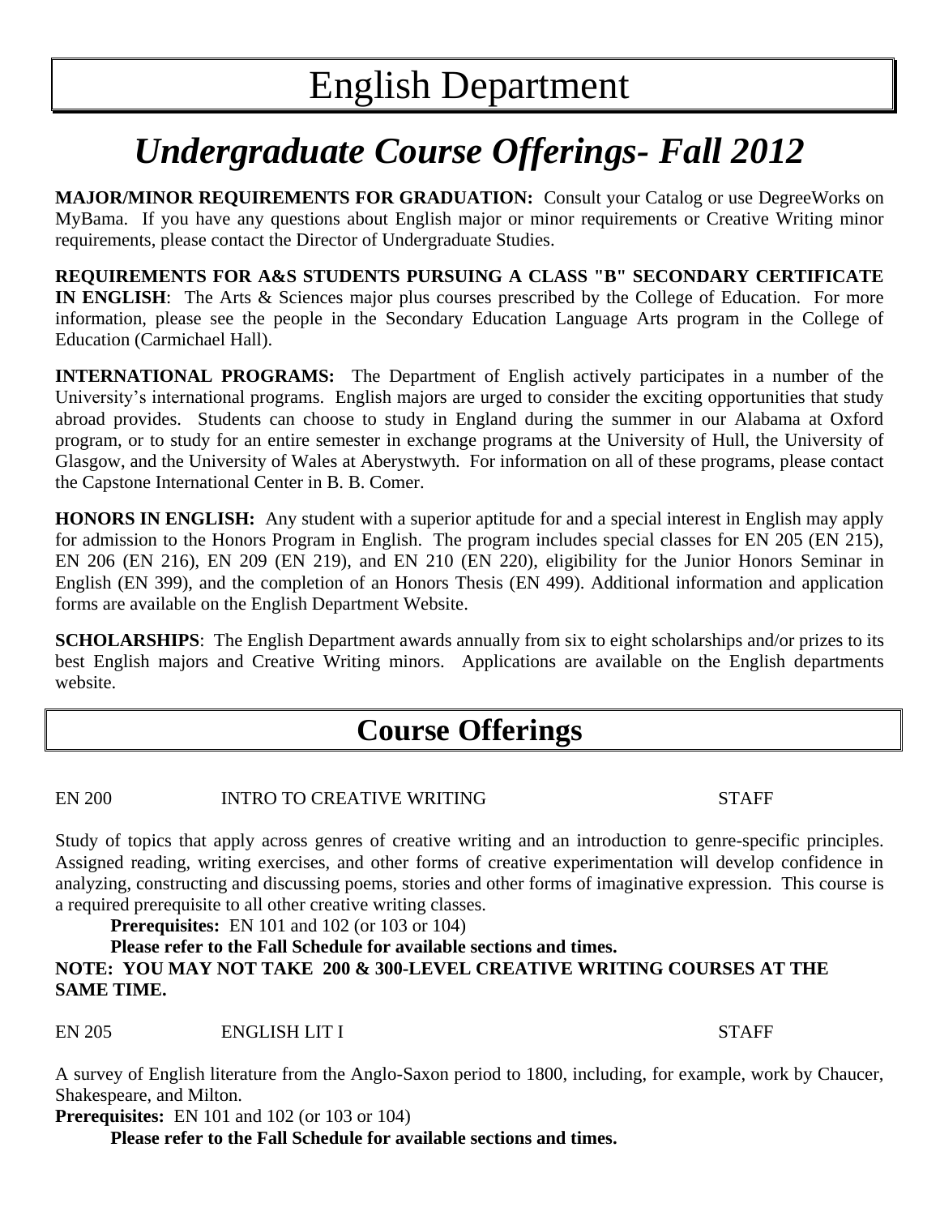# English Department

## *Undergraduate Course Offerings- Fall 2012*

**MAJOR/MINOR REQUIREMENTS FOR GRADUATION:** Consult your Catalog or use DegreeWorks on MyBama. If you have any questions about English major or minor requirements or Creative Writing minor requirements, please contact the Director of Undergraduate Studies.

**REQUIREMENTS FOR A&S STUDENTS PURSUING A CLASS "B" SECONDARY CERTIFICATE IN ENGLISH**: The Arts & Sciences major plus courses prescribed by the College of Education. For more information, please see the people in the Secondary Education Language Arts program in the College of Education (Carmichael Hall).

**INTERNATIONAL PROGRAMS:** The Department of English actively participates in a number of the University's international programs. English majors are urged to consider the exciting opportunities that study abroad provides. Students can choose to study in England during the summer in our Alabama at Oxford program, or to study for an entire semester in exchange programs at the University of Hull, the University of Glasgow, and the University of Wales at Aberystwyth. For information on all of these programs, please contact the Capstone International Center in B. B. Comer.

**HONORS IN ENGLISH:** Any student with a superior aptitude for and a special interest in English may apply for admission to the Honors Program in English. The program includes special classes for EN 205 (EN 215), EN 206 (EN 216), EN 209 (EN 219), and EN 210 (EN 220), eligibility for the Junior Honors Seminar in English (EN 399), and the completion of an Honors Thesis (EN 499). Additional information and application forms are available on the English Department Website.

**SCHOLARSHIPS**: The English Department awards annually from six to eight scholarships and/or prizes to its best English majors and Creative Writing minors. Applications are available on the English departments website.

## Course Offerings

EN 200 INTRO TO CREATIVE WRITING STAFF

Study of topics that apply across genres of creative writing and an introduction to genre-specific principles. Assigned reading, writing exercises, and other forms of creative experimentation will develop confidence in analyzing, constructing and discussing poems, stories and other forms of imaginative expression. This course is a required prerequisite to all other creative writing classes.

**Prerequisites:** EN 101 and 102 (or 103 or 104)

**Please refer to the Fall Schedule for available sections and times.**

**NOTE: YOU MAY NOT TAKE 200 & 300-LEVEL CREATIVE WRITING COURSES AT THE SAME TIME.**

EN 205 ENGLISH LIT I STAFF

A survey of English literature from the Anglo-Saxon period to 1800, including, for example, work by Chaucer, Shakespeare, and Milton.

**Prerequisites:** EN 101 and 102 (or 103 or 104)

**Please refer to the Fall Schedule for available sections and times.**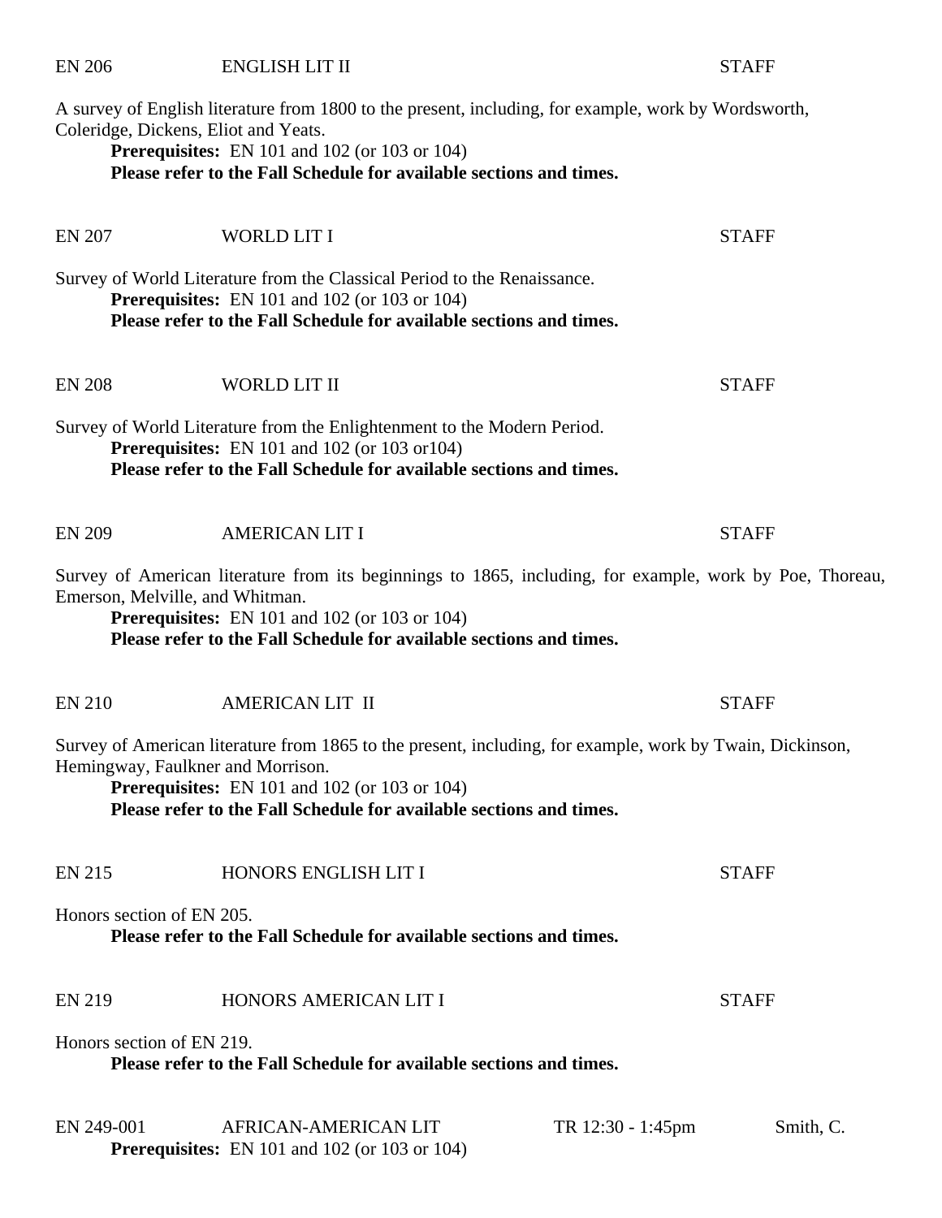EN 206 ENGLISH LIT II STAFF

A survey of English literature from 1800 to the present, including, for example, work by Wordsworth, Coleridge, Dickens, Eliot and Yeats.

**Prerequisites:** EN 101 and 102 (or 103 or 104)
**Please refer to the Fall Schedule for available sections and times.**

EN 207 WORLD LIT I STAFF

Survey of World Literature from the Classical Period to the Renaissance.

**Prerequisites:** EN 101 and 102 (or 103 or 104)
**Please refer to the Fall Schedule for available sections and times.**

EN 208 WORLD LIT II STAFF

Survey of World Literature from the Enlightenment to the Modern Period.

**Prerequisites:** EN 101 and 102 (or 103 or104)
**Please refer to the Fall Schedule for available sections and times.**

EN 209 AMERICAN LIT I STAFF

Survey of American literature from its beginnings to 1865, including, for example, work by Poe, Thoreau, Emerson, Melville, and Whitman.

**Prerequisites:** EN 101 and 102 (or 103 or 104)
**Please refer to the Fall Schedule for available sections and times.**

EN 210 AMERICAN LIT II STAFF

Survey of American literature from 1865 to the present, including, for example, work by Twain, Dickinson, Hemingway, Faulkner and Morrison.

**Prerequisites:** EN 101 and 102 (or 103 or 104)
**Please refer to the Fall Schedule for available sections and times.**

EN 215 HONORS ENGLISH LIT I STAFF

Honors section of EN 205.

**Please refer to the Fall Schedule for available sections and times.**

EN 219 HONORS AMERICAN LIT I STAFF

Honors section of EN 219.

**Please refer to the Fall Schedule for available sections and times.**

EN 249-001 AFRICAN-AMERICAN LIT TR 12:30 - 1:45pm Smith, C.

**Prerequisites:** EN 101 and 102 (or 103 or 104)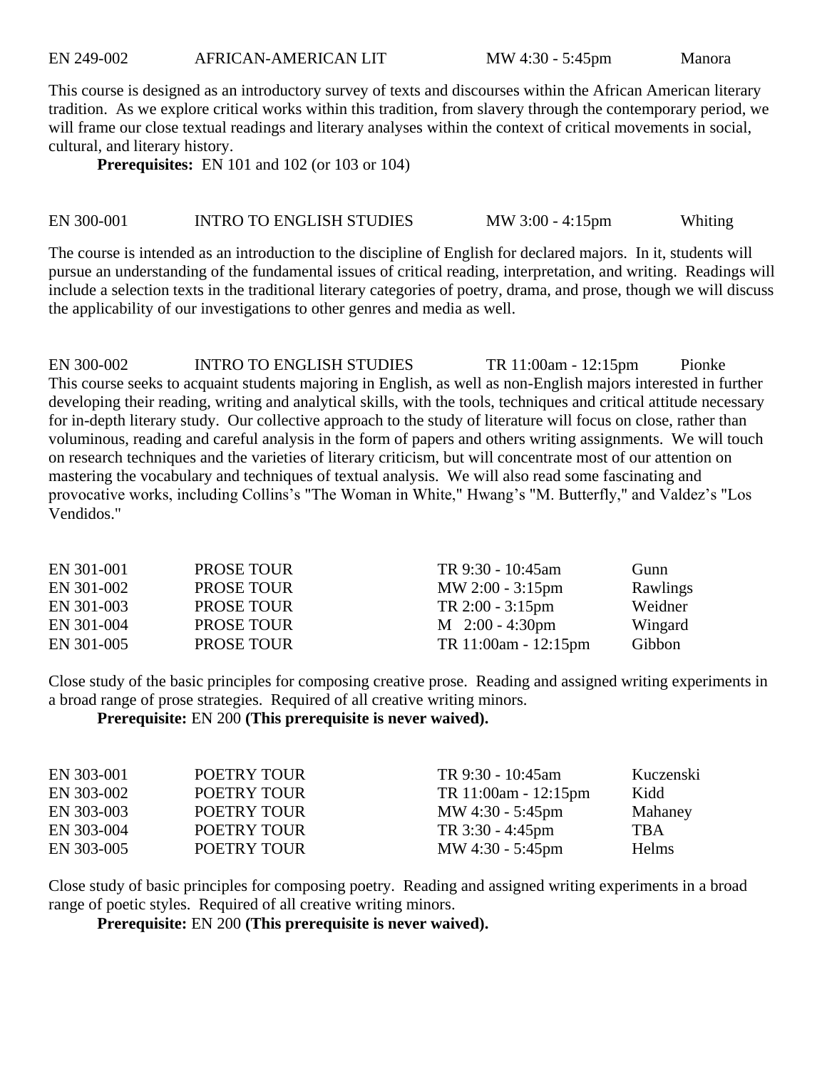EN 249-002 AFRICAN-AMERICAN LIT MW 4:30 - 5:45pm Manora

This course is designed as an introductory survey of texts and discourses within the African American literary tradition. As we explore critical works within this tradition, from slavery through the contemporary period, we will frame our close textual readings and literary analyses within the context of critical movements in social, cultural, and literary history.

**Prerequisites:** EN 101 and 102 (or 103 or 104)

EN 300-001 INTRO TO ENGLISH STUDIES MW 3:00 - 4:15pm Whiting

The course is intended as an introduction to the discipline of English for declared majors. In it, students will pursue an understanding of the fundamental issues of critical reading, interpretation, and writing. Readings will include a selection texts in the traditional literary categories of poetry, drama, and prose, though we will discuss the applicability of our investigations to other genres and media as well.

EN 300-002 INTRO TO ENGLISH STUDIES TR 11:00am - 12:15pm Pionke

This course seeks to acquaint students majoring in English, as well as non-English majors interested in further developing their reading, writing and analytical skills, with the tools, techniques and critical attitude necessary for in-depth literary study. Our collective approach to the study of literature will focus on close, rather than voluminous, reading and careful analysis in the form of papers and others writing assignments. We will touch on research techniques and the varieties of literary criticism, but will concentrate most of our attention on mastering the vocabulary and techniques of textual analysis. We will also read some fascinating and provocative works, including Collins's "The Woman in White," Hwang's "M. Butterfly," and Valdez's "Los Vendidos."

| | | | |
|---|---|---|---|
| EN 301-001 | PROSE TOUR | TR 9:30 - 10:45am | Gunn |
| EN 301-002 | PROSE TOUR | MW 2:00 - 3:15pm | Rawlings |
| EN 301-003 | PROSE TOUR | TR 2:00 - 3:15pm | Weidner |
| EN 301-004 | PROSE TOUR | M 2:00 - 4:30pm | Wingard |
| EN 301-005 | PROSE TOUR | TR 11:00am - 12:15pm | Gibbon |

Close study of the basic principles for composing creative prose. Reading and assigned writing experiments in a broad range of prose strategies. Required of all creative writing minors.

**Prerequisite:** EN 200 **(This prerequisite is never waived).**

| | | | |
|---|---|---|---|
| EN 303-001 | POETRY TOUR | TR 9:30 - 10:45am | Kuczenski |
| EN 303-002 | POETRY TOUR | TR 11:00am - 12:15pm | Kidd |
| EN 303-003 | POETRY TOUR | MW 4:30 - 5:45pm | Mahaney |
| EN 303-004 | POETRY TOUR | TR 3:30 - 4:45pm | TBA |
| EN 303-005 | POETRY TOUR | MW 4:30 - 5:45pm | Helms |

Close study of basic principles for composing poetry. Reading and assigned writing experiments in a broad range of poetic styles. Required of all creative writing minors.

**Prerequisite:** EN 200 **(This prerequisite is never waived).**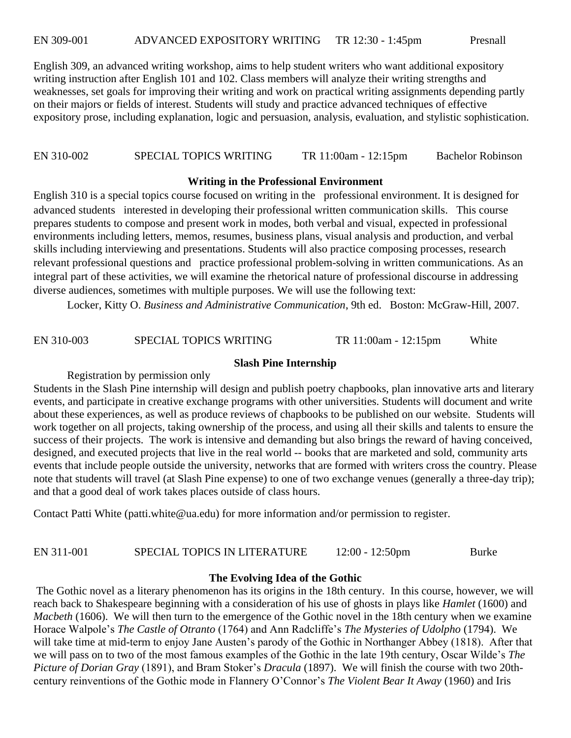EN 309-001 ADVANCED EXPOSITORY WRITING TR 12:30 - 1:45pm Presnall

English 309, an advanced writing workshop, aims to help student writers who want additional expository writing instruction after English 101 and 102. Class members will analyze their writing strengths and weaknesses, set goals for improving their writing and work on practical writing assignments depending partly on their majors or fields of interest. Students will study and practice advanced techniques of effective expository prose, including explanation, logic and persuasion, analysis, evaluation, and stylistic sophistication.

EN 310-002 SPECIAL TOPICS WRITING TR 11:00am - 12:15pm Bachelor Robinson

**Writing in the Professional Environment**

English 310 is a special topics course focused on writing in the professional environment. It is designed for advanced students interested in developing their professional written communication skills. This course prepares students to compose and present work in modes, both verbal and visual, expected in professional environments including letters, memos, resumes, business plans, visual analysis and production, and verbal skills including interviewing and presentations. Students will also practice composing processes, research relevant professional questions and practice professional problem-solving in written communications. As an integral part of these activities, we will examine the rhetorical nature of professional discourse in addressing diverse audiences, sometimes with multiple purposes. We will use the following text:

Locker, Kitty O. *Business and Administrative Communication*, 9th ed. Boston: McGraw-Hill, 2007.

EN 310-003 SPECIAL TOPICS WRITING TR 11:00am - 12:15pm White

**Slash Pine Internship**

Registration by permission only

Students in the Slash Pine internship will design and publish poetry chapbooks, plan innovative arts and literary events, and participate in creative exchange programs with other universities. Students will document and write about these experiences, as well as produce reviews of chapbooks to be published on our website. Students will work together on all projects, taking ownership of the process, and using all their skills and talents to ensure the success of their projects. The work is intensive and demanding but also brings the reward of having conceived, designed, and executed projects that live in the real world -- books that are marketed and sold, community arts events that include people outside the university, networks that are formed with writers cross the country. Please note that students will travel (at Slash Pine expense) to one of two exchange venues (generally a three-day trip); and that a good deal of work takes places outside of class hours.

Contact Patti White (patti.white@ua.edu) for more information and/or permission to register.

EN 311-001 SPECIAL TOPICS IN LITERATURE 12:00 - 12:50pm Burke

**The Evolving Idea of the Gothic**

The Gothic novel as a literary phenomenon has its origins in the 18th century. In this course, however, we will reach back to Shakespeare beginning with a consideration of his use of ghosts in plays like *Hamlet* (1600) and *Macbeth* (1606). We will then turn to the emergence of the Gothic novel in the 18th century when we examine Horace Walpole's *The Castle of Otranto* (1764) and Ann Radcliffe's *The Mysteries of Udolpho* (1794). We will take time at mid-term to enjoy Jane Austen's parody of the Gothic in Northanger Abbey (1818). After that we will pass on to two of the most famous examples of the Gothic in the late 19th century, Oscar Wilde's *The Picture of Dorian Gray* (1891), and Bram Stoker's *Dracula* (1897). We will finish the course with two 20th-century reinventions of the Gothic mode in Flannery O'Connor's *The Violent Bear It Away* (1960) and Iris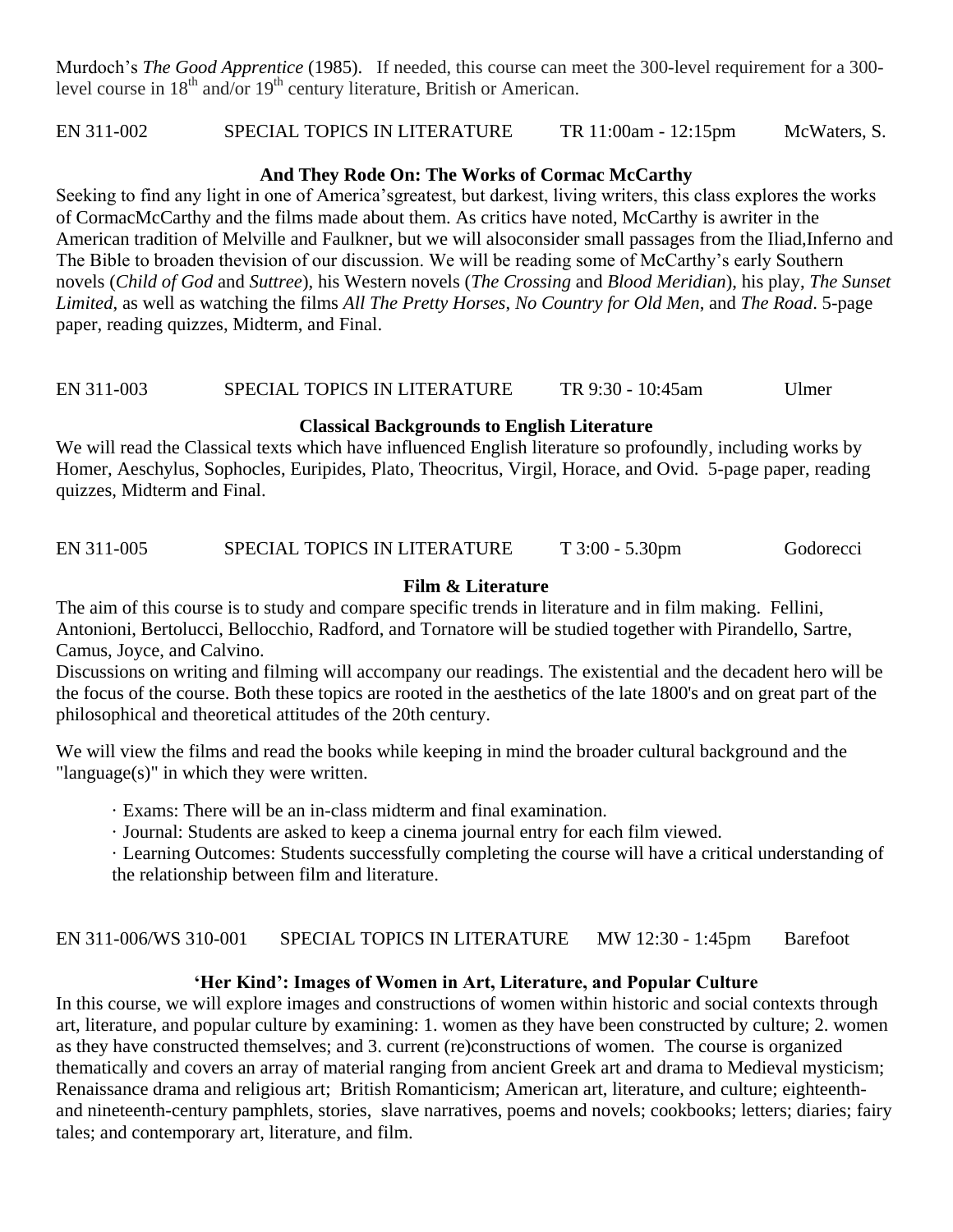Murdoch's *The Good Apprentice* (1985). If needed, this course can meet the 300-level requirement for a 300-level course in 18th and/or 19th century literature, British or American.

EN 311-002 SPECIAL TOPICS IN LITERATURE TR 11:00am - 12:15pm McWaters, S.

**And They Rode On: The Works of Cormac McCarthy**

Seeking to find any light in one of America'sgreatest, but darkest, living writers, this class explores the works of CormacMcCarthy and the films made about them. As critics have noted, McCarthy is awriter in the American tradition of Melville and Faulkner, but we will alsoconsider small passages from the Iliad,Inferno and The Bible to broaden thevision of our discussion. We will be reading some of McCarthy's early Southern novels (*Child of God* and *Suttree*), his Western novels (*The Crossing* and *Blood Meridian*), his play, *The Sunset Limited*, as well as watching the films *All The Pretty Horses*, *No Country for Old Men*, and *The Road*. 5-page paper, reading quizzes, Midterm, and Final.

EN 311-003 SPECIAL TOPICS IN LITERATURE TR 9:30 - 10:45am Ulmer

**Classical Backgrounds to English Literature**

We will read the Classical texts which have influenced English literature so profoundly, including works by Homer, Aeschylus, Sophocles, Euripides, Plato, Theocritus, Virgil, Horace, and Ovid. 5-page paper, reading quizzes, Midterm and Final.

EN 311-005 SPECIAL TOPICS IN LITERATURE T 3:00 - 5.30pm Godorecci

**Film & Literature**

The aim of this course is to study and compare specific trends in literature and in film making. Fellini, Antonioni, Bertolucci, Bellocchio, Radford, and Tornatore will be studied together with Pirandello, Sartre, Camus, Joyce, and Calvino.

Discussions on writing and filming will accompany our readings. The existential and the decadent hero will be the focus of the course. Both these topics are rooted in the aesthetics of the late 1800's and on great part of the philosophical and theoretical attitudes of the 20th century.

We will view the films and read the books while keeping in mind the broader cultural background and the "language(s)" in which they were written.

- Exams: There will be an in-class midterm and final examination.
- Journal: Students are asked to keep a cinema journal entry for each film viewed.
- Learning Outcomes: Students successfully completing the course will have a critical understanding of the relationship between film and literature.

EN 311-006/WS 310-001 SPECIAL TOPICS IN LITERATURE MW 12:30 - 1:45pm Barefoot

**'Her Kind': Images of Women in Art, Literature, and Popular Culture**

In this course, we will explore images and constructions of women within historic and social contexts through art, literature, and popular culture by examining: 1. women as they have been constructed by culture; 2. women as they have constructed themselves; and 3. current (re)constructions of women. The course is organized thematically and covers an array of material ranging from ancient Greek art and drama to Medieval mysticism; Renaissance drama and religious art; British Romanticism; American art, literature, and culture; eighteenth- and nineteenth-century pamphlets, stories, slave narratives, poems and novels; cookbooks; letters; diaries; fairy tales; and contemporary art, literature, and film.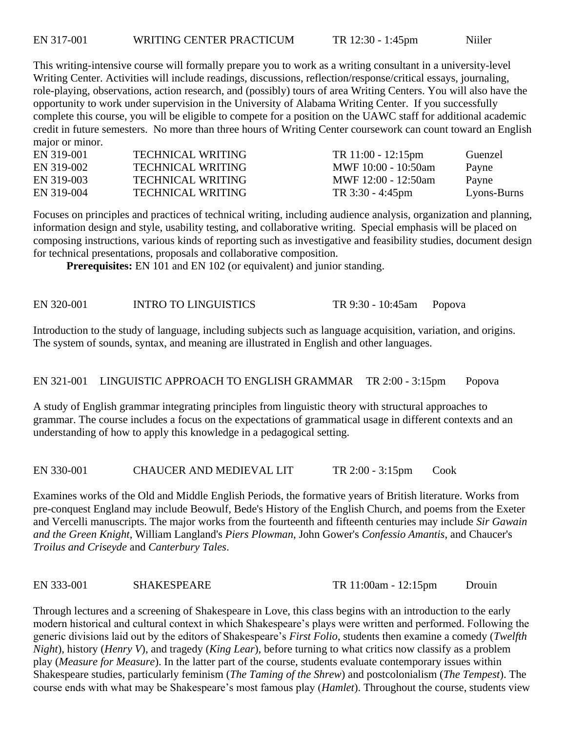EN 317-001 WRITING CENTER PRACTICUM TR 12:30 - 1:45pm Niiler

This writing-intensive course will formally prepare you to work as a writing consultant in a university-level Writing Center. Activities will include readings, discussions, reflection/response/critical essays, journaling, role-playing, observations, action research, and (possibly) tours of area Writing Centers. You will also have the opportunity to work under supervision in the University of Alabama Writing Center. If you successfully complete this course, you will be eligible to compete for a position on the UAWC staff for additional academic credit in future semesters. No more than three hours of Writing Center coursework can count toward an English major or minor.

| | | | |
|---|---|---|---|
| EN 319-001 | TECHNICAL WRITING | TR 11:00 - 12:15pm | Guenzel |
| EN 319-002 | TECHNICAL WRITING | MWF 10:00 - 10:50am | Payne |
| EN 319-003 | TECHNICAL WRITING | MWF 12:00 - 12:50am | Payne |
| EN 319-004 | TECHNICAL WRITING | TR 3:30 - 4:45pm | Lyons-Burns |

Focuses on principles and practices of technical writing, including audience analysis, organization and planning, information design and style, usability testing, and collaborative writing. Special emphasis will be placed on composing instructions, various kinds of reporting such as investigative and feasibility studies, document design for technical presentations, proposals and collaborative composition.

**Prerequisites:** EN 101 and EN 102 (or equivalent) and junior standing.

EN 320-001 INTRO TO LINGUISTICS TR 9:30 - 10:45am Popova

Introduction to the study of language, including subjects such as language acquisition, variation, and origins. The system of sounds, syntax, and meaning are illustrated in English and other languages.

EN 321-001 LINGUISTIC APPROACH TO ENGLISH GRAMMAR TR 2:00 - 3:15pm Popova

A study of English grammar integrating principles from linguistic theory with structural approaches to grammar. The course includes a focus on the expectations of grammatical usage in different contexts and an understanding of how to apply this knowledge in a pedagogical setting.

EN 330-001 CHAUCER AND MEDIEVAL LIT TR 2:00 - 3:15pm Cook

Examines works of the Old and Middle English Periods, the formative years of British literature. Works from pre-conquest England may include Beowulf, Bede's History of the English Church, and poems from the Exeter and Vercelli manuscripts. The major works from the fourteenth and fifteenth centuries may include *Sir Gawain and the Green Knight*, William Langland's *Piers Plowman*, John Gower's *Confessio Amantis*, and Chaucer's *Troilus and Criseyde* and *Canterbury Tales*.

EN 333-001 SHAKESPEARE TR 11:00am - 12:15pm Drouin

Through lectures and a screening of Shakespeare in Love, this class begins with an introduction to the early modern historical and cultural context in which Shakespeare's plays were written and performed. Following the generic divisions laid out by the editors of Shakespeare's *First Folio*, students then examine a comedy (*Twelfth Night*), history (*Henry V*), and tragedy (*King Lear*), before turning to what critics now classify as a problem play (*Measure for Measure*). In the latter part of the course, students evaluate contemporary issues within Shakespeare studies, particularly feminism (*The Taming of the Shrew*) and postcolonialism (*The Tempest*). The course ends with what may be Shakespeare's most famous play (*Hamlet*). Throughout the course, students view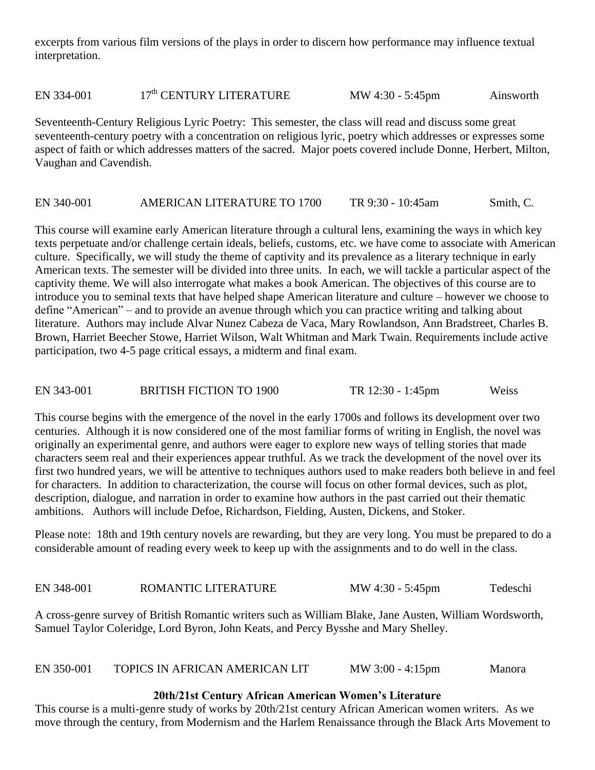excerpts from various film versions of the plays in order to discern how performance may influence textual interpretation.

EN 334-001 17th CENTURY LITERATURE MW 4:30 - 5:45pm Ainsworth

Seventeenth-Century Religious Lyric Poetry: This semester, the class will read and discuss some great seventeenth-century poetry with a concentration on religious lyric, poetry which addresses or expresses some aspect of faith or which addresses matters of the sacred. Major poets covered include Donne, Herbert, Milton, Vaughan and Cavendish.

EN 340-001 AMERICAN LITERATURE TO 1700 TR 9:30 - 10:45am Smith, C.

This course will examine early American literature through a cultural lens, examining the ways in which key texts perpetuate and/or challenge certain ideals, beliefs, customs, etc. we have come to associate with American culture. Specifically, we will study the theme of captivity and its prevalence as a literary technique in early American texts. The semester will be divided into three units. In each, we will tackle a particular aspect of the captivity theme. We will also interrogate what makes a book American. The objectives of this course are to introduce you to seminal texts that have helped shape American literature and culture – however we choose to define "American" – and to provide an avenue through which you can practice writing and talking about literature. Authors may include Alvar Nunez Cabeza de Vaca, Mary Rowlandson, Ann Bradstreet, Charles B. Brown, Harriet Beecher Stowe, Harriet Wilson, Walt Whitman and Mark Twain. Requirements include active participation, two 4-5 page critical essays, a midterm and final exam.

EN 343-001 BRITISH FICTION TO 1900 TR 12:30 - 1:45pm Weiss

This course begins with the emergence of the novel in the early 1700s and follows its development over two centuries. Although it is now considered one of the most familiar forms of writing in English, the novel was originally an experimental genre, and authors were eager to explore new ways of telling stories that made characters seem real and their experiences appear truthful. As we track the development of the novel over its first two hundred years, we will be attentive to techniques authors used to make readers both believe in and feel for characters. In addition to characterization, the course will focus on other formal devices, such as plot, description, dialogue, and narration in order to examine how authors in the past carried out their thematic ambitions. Authors will include Defoe, Richardson, Fielding, Austen, Dickens, and Stoker.

Please note: 18th and 19th century novels are rewarding, but they are very long. You must be prepared to do a considerable amount of reading every week to keep up with the assignments and to do well in the class.

EN 348-001 ROMANTIC LITERATURE MW 4:30 - 5:45pm Tedeschi

A cross-genre survey of British Romantic writers such as William Blake, Jane Austen, William Wordsworth, Samuel Taylor Coleridge, Lord Byron, John Keats, and Percy Bysshe and Mary Shelley.

EN 350-001 TOPICS IN AFRICAN AMERICAN LIT MW 3:00 - 4:15pm Manora

**20th/21st Century African American Women's Literature**

This course is a multi-genre study of works by 20th/21st century African American women writers. As we move through the century, from Modernism and the Harlem Renaissance through the Black Arts Movement to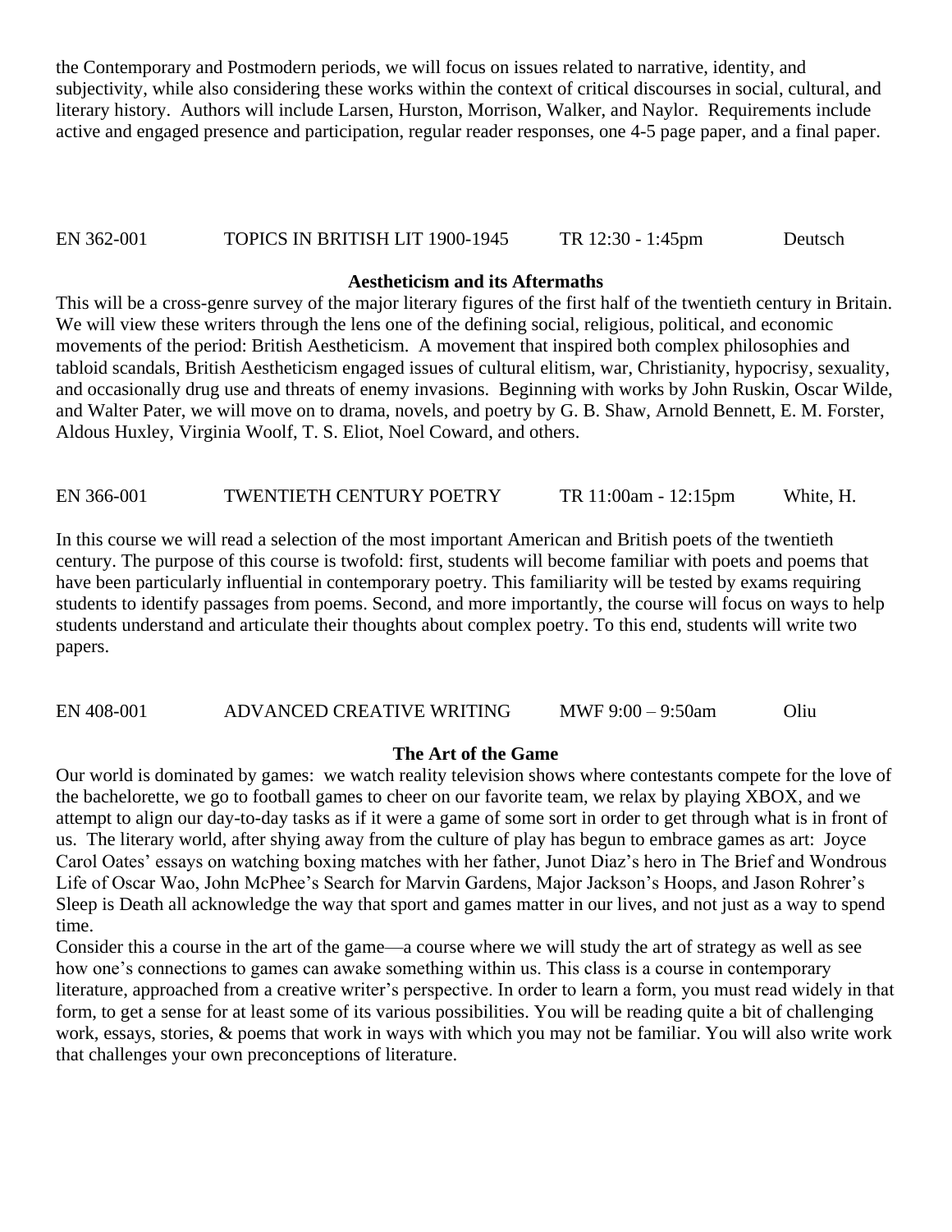the Contemporary and Postmodern periods, we will focus on issues related to narrative, identity, and subjectivity, while also considering these works within the context of critical discourses in social, cultural, and literary history. Authors will include Larsen, Hurston, Morrison, Walker, and Naylor. Requirements include active and engaged presence and participation, regular reader responses, one 4-5 page paper, and a final paper.

EN 362-001 TOPICS IN BRITISH LIT 1900-1945 TR 12:30 - 1:45pm Deutsch

**Aestheticism and its Aftermaths**

This will be a cross-genre survey of the major literary figures of the first half of the twentieth century in Britain. We will view these writers through the lens one of the defining social, religious, political, and economic movements of the period: British Aestheticism. A movement that inspired both complex philosophies and tabloid scandals, British Aestheticism engaged issues of cultural elitism, war, Christianity, hypocrisy, sexuality, and occasionally drug use and threats of enemy invasions. Beginning with works by John Ruskin, Oscar Wilde, and Walter Pater, we will move on to drama, novels, and poetry by G. B. Shaw, Arnold Bennett, E. M. Forster, Aldous Huxley, Virginia Woolf, T. S. Eliot, Noel Coward, and others.

EN 366-001 TWENTIETH CENTURY POETRY TR 11:00am - 12:15pm White, H.

In this course we will read a selection of the most important American and British poets of the twentieth century. The purpose of this course is twofold: first, students will become familiar with poets and poems that have been particularly influential in contemporary poetry. This familiarity will be tested by exams requiring students to identify passages from poems. Second, and more importantly, the course will focus on ways to help students understand and articulate their thoughts about complex poetry. To this end, students will write two papers.

EN 408-001 ADVANCED CREATIVE WRITING MWF 9:00 – 9:50am Oliu

**The Art of the Game**

Our world is dominated by games: we watch reality television shows where contestants compete for the love of the bachelorette, we go to football games to cheer on our favorite team, we relax by playing XBOX, and we attempt to align our day-to-day tasks as if it were a game of some sort in order to get through what is in front of us. The literary world, after shying away from the culture of play has begun to embrace games as art: Joyce Carol Oates' essays on watching boxing matches with her father, Junot Diaz's hero in The Brief and Wondrous Life of Oscar Wao, John McPhee's Search for Marvin Gardens, Major Jackson's Hoops, and Jason Rohrer's Sleep is Death all acknowledge the way that sport and games matter in our lives, and not just as a way to spend time.

Consider this a course in the art of the game—a course where we will study the art of strategy as well as see how one's connections to games can awake something within us. This class is a course in contemporary literature, approached from a creative writer's perspective. In order to learn a form, you must read widely in that form, to get a sense for at least some of its various possibilities. You will be reading quite a bit of challenging work, essays, stories, & poems that work in ways with which you may not be familiar. You will also write work that challenges your own preconceptions of literature.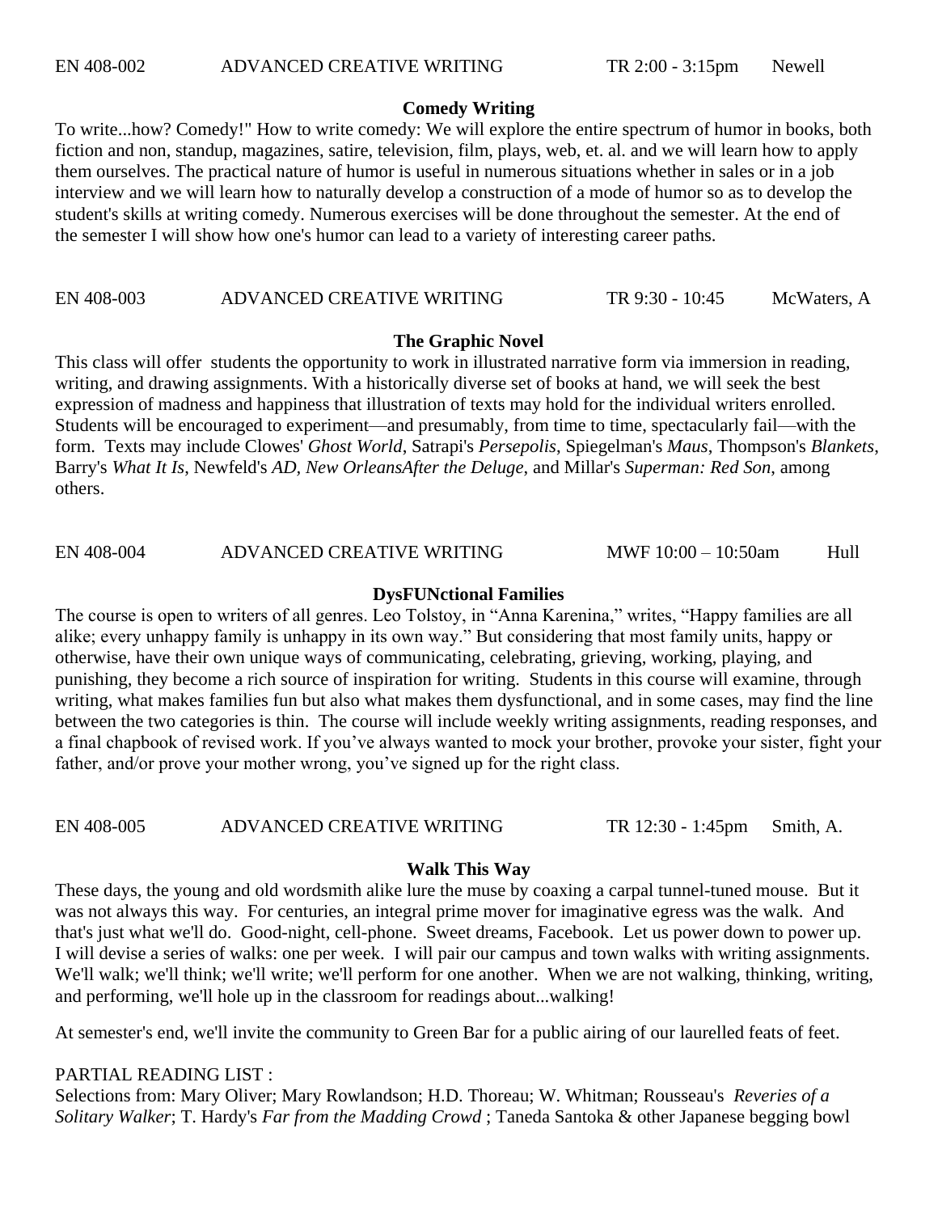EN 408-002 ADVANCED CREATIVE WRITING TR 2:00 - 3:15pm Newell

**Comedy Writing**

To write...how? Comedy!" How to write comedy: We will explore the entire spectrum of humor in books, both fiction and non, standup, magazines, satire, television, film, plays, web, et. al. and we will learn how to apply them ourselves. The practical nature of humor is useful in numerous situations whether in sales or in a job interview and we will learn how to naturally develop a construction of a mode of humor so as to develop the student's skills at writing comedy. Numerous exercises will be done throughout the semester. At the end of the semester I will show how one's humor can lead to a variety of interesting career paths.

EN 408-003 ADVANCED CREATIVE WRITING TR 9:30 - 10:45 McWaters, A

**The Graphic Novel**

This class will offer students the opportunity to work in illustrated narrative form via immersion in reading, writing, and drawing assignments. With a historically diverse set of books at hand, we will seek the best expression of madness and happiness that illustration of texts may hold for the individual writers enrolled. Students will be encouraged to experiment—and presumably, from time to time, spectacularly fail—with the form. Texts may include Clowes' *Ghost World*, Satrapi's *Persepolis*, Spiegelman's *Maus*, Thompson's *Blankets*, Barry's *What It Is*, Newfeld's *AD, New OrleansAfter the Deluge*, and Millar's *Superman: Red Son*, among others.

EN 408-004 ADVANCED CREATIVE WRITING MWF 10:00 – 10:50am Hull

**DysFUNctional Families**

The course is open to writers of all genres. Leo Tolstoy, in "Anna Karenina," writes, "Happy families are all alike; every unhappy family is unhappy in its own way." But considering that most family units, happy or otherwise, have their own unique ways of communicating, celebrating, grieving, working, playing, and punishing, they become a rich source of inspiration for writing. Students in this course will examine, through writing, what makes families fun but also what makes them dysfunctional, and in some cases, may find the line between the two categories is thin. The course will include weekly writing assignments, reading responses, and a final chapbook of revised work. If you've always wanted to mock your brother, provoke your sister, fight your father, and/or prove your mother wrong, you've signed up for the right class.

EN 408-005 ADVANCED CREATIVE WRITING TR 12:30 - 1:45pm Smith, A.

**Walk This Way**

These days, the young and old wordsmith alike lure the muse by coaxing a carpal tunnel-tuned mouse. But it was not always this way. For centuries, an integral prime mover for imaginative egress was the walk. And that's just what we'll do. Good-night, cell-phone. Sweet dreams, Facebook. Let us power down to power up. I will devise a series of walks: one per week. I will pair our campus and town walks with writing assignments. We'll walk; we'll think; we'll write; we'll perform for one another. When we are not walking, thinking, writing, and performing, we'll hole up in the classroom for readings about...walking!

At semester's end, we'll invite the community to Green Bar for a public airing of our laurelled feats of feet.

PARTIAL READING LIST :
Selections from: Mary Oliver; Mary Rowlandson; H.D. Thoreau; W. Whitman; Rousseau's *Reveries of a Solitary Walker*; T. Hardy's *Far from the Madding Crowd* ; Taneda Santoka & other Japanese begging bowl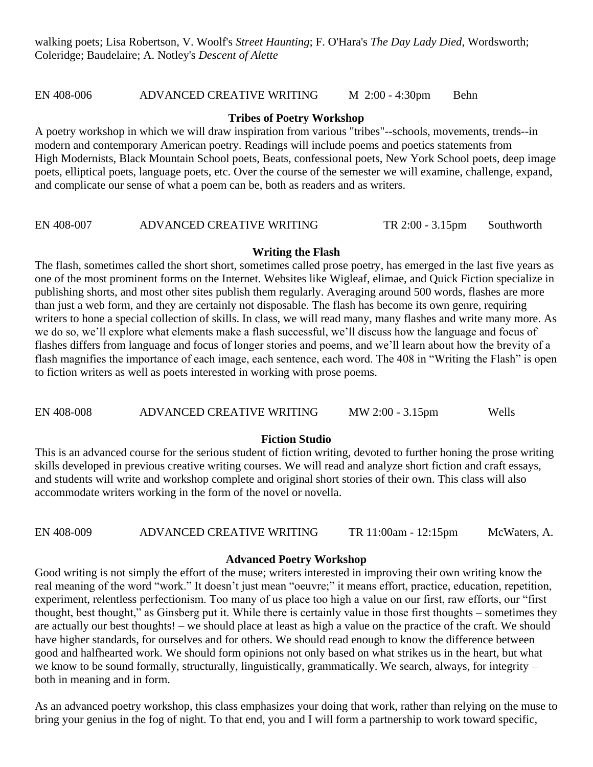walking poets; Lisa Robertson, V. Woolf's *Street Haunting*; F. O'Hara's *The Day Lady Died*, Wordsworth; Coleridge; Baudelaire; A. Notley's *Descent of Alette*

EN 408-006 ADVANCED CREATIVE WRITING M 2:00 - 4:30pm Behn

**Tribes of Poetry Workshop**

A poetry workshop in which we will draw inspiration from various "tribes"--schools, movements, trends--in modern and contemporary American poetry. Readings will include poems and poetics statements from High Modernists, Black Mountain School poets, Beats, confessional poets, New York School poets, deep image poets, elliptical poets, language poets, etc. Over the course of the semester we will examine, challenge, expand, and complicate our sense of what a poem can be, both as readers and as writers.

EN 408-007 ADVANCED CREATIVE WRITING TR 2:00 - 3.15pm Southworth

**Writing the Flash**

The flash, sometimes called the short short, sometimes called prose poetry, has emerged in the last five years as one of the most prominent forms on the Internet. Websites like Wigleaf, elimae, and Quick Fiction specialize in publishing shorts, and most other sites publish them regularly. Averaging around 500 words, flashes are more than just a web form, and they are certainly not disposable. The flash has become its own genre, requiring writers to hone a special collection of skills. In class, we will read many, many flashes and write many more. As we do so, we'll explore what elements make a flash successful, we'll discuss how the language and focus of flashes differs from language and focus of longer stories and poems, and we'll learn about how the brevity of a flash magnifies the importance of each image, each sentence, each word. The 408 in "Writing the Flash" is open to fiction writers as well as poets interested in working with prose poems.

EN 408-008 ADVANCED CREATIVE WRITING MW 2:00 - 3.15pm Wells

**Fiction Studio**

This is an advanced course for the serious student of fiction writing, devoted to further honing the prose writing skills developed in previous creative writing courses. We will read and analyze short fiction and craft essays, and students will write and workshop complete and original short stories of their own. This class will also accommodate writers working in the form of the novel or novella.

EN 408-009 ADVANCED CREATIVE WRITING TR 11:00am - 12:15pm McWaters, A.

**Advanced Poetry Workshop**

Good writing is not simply the effort of the muse; writers interested in improving their own writing know the real meaning of the word "work." It doesn't just mean "oeuvre;" it means effort, practice, education, repetition, experiment, relentless perfectionism. Too many of us place too high a value on our first, raw efforts, our "first thought, best thought," as Ginsberg put it. While there is certainly value in those first thoughts – sometimes they are actually our best thoughts! – we should place at least as high a value on the practice of the craft. We should have higher standards, for ourselves and for others. We should read enough to know the difference between good and halfhearted work. We should form opinions not only based on what strikes us in the heart, but what we know to be sound formally, structurally, linguistically, grammatically. We search, always, for integrity – both in meaning and in form.

As an advanced poetry workshop, this class emphasizes your doing that work, rather than relying on the muse to bring your genius in the fog of night. To that end, you and I will form a partnership to work toward specific,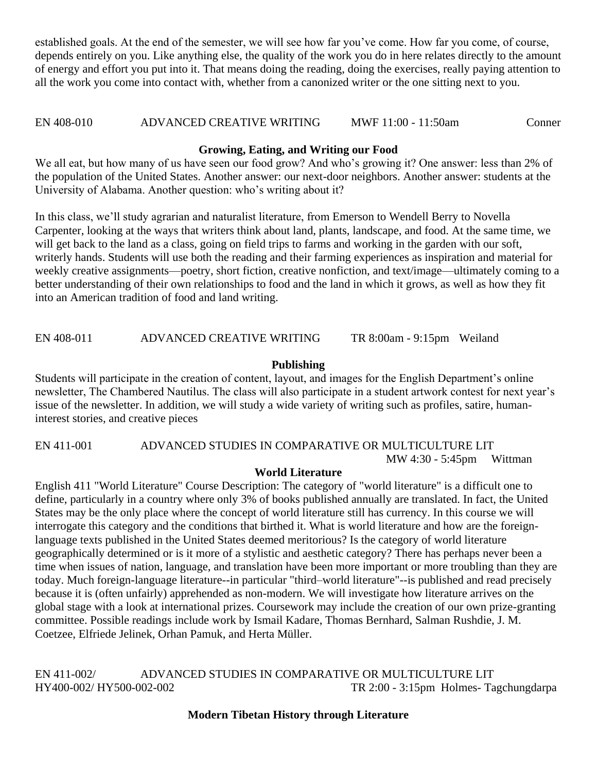established goals. At the end of the semester, we will see how far you've come. How far you come, of course, depends entirely on you. Like anything else, the quality of the work you do in here relates directly to the amount of energy and effort you put into it. That means doing the reading, doing the exercises, really paying attention to all the work you come into contact with, whether from a canonized writer or the one sitting next to you.

EN 408-010 ADVANCED CREATIVE WRITING MWF 11:00 - 11:50am Conner

**Growing, Eating, and Writing our Food**

We all eat, but how many of us have seen our food grow? And who's growing it? One answer: less than 2% of the population of the United States. Another answer: our next-door neighbors. Another answer: students at the University of Alabama. Another question: who's writing about it?

In this class, we'll study agrarian and naturalist literature, from Emerson to Wendell Berry to Novella Carpenter, looking at the ways that writers think about land, plants, landscape, and food. At the same time, we will get back to the land as a class, going on field trips to farms and working in the garden with our soft, writerly hands. Students will use both the reading and their farming experiences as inspiration and material for weekly creative assignments—poetry, short fiction, creative nonfiction, and text/image—ultimately coming to a better understanding of their own relationships to food and the land in which it grows, as well as how they fit into an American tradition of food and land writing.

EN 408-011 ADVANCED CREATIVE WRITING TR 8:00am - 9:15pm Weiland

**Publishing**

Students will participate in the creation of content, layout, and images for the English Department's online newsletter, The Chambered Nautilus. The class will also participate in a student artwork contest for next year's issue of the newsletter. In addition, we will study a wide variety of writing such as profiles, satire, human-interest stories, and creative pieces

EN 411-001 ADVANCED STUDIES IN COMPARATIVE OR MULTICULTURE LIT MW 4:30 - 5:45pm Wittman

**World Literature**

English 411 "World Literature" Course Description: The category of "world literature" is a difficult one to define, particularly in a country where only 3% of books published annually are translated. In fact, the United States may be the only place where the concept of world literature still has currency. In this course we will interrogate this category and the conditions that birthed it. What is world literature and how are the foreign-language texts published in the United States deemed meritorious? Is the category of world literature geographically determined or is it more of a stylistic and aesthetic category? There has perhaps never been a time when issues of nation, language, and translation have been more important or more troubling than they are today. Much foreign-language literature--in particular "third–world literature"--is published and read precisely because it is (often unfairly) apprehended as non-modern. We will investigate how literature arrives on the global stage with a look at international prizes. Coursework may include the creation of our own prize-granting committee. Possible readings include work by Ismail Kadare, Thomas Bernhard, Salman Rushdie, J. M. Coetzee, Elfriede Jelinek, Orhan Pamuk, and Herta Müller.

EN 411-002/ HY400-002/ HY500-002-002 ADVANCED STUDIES IN COMPARATIVE OR MULTICULTURE LIT TR 2:00 - 3:15pm Holmes- Tagchungdarpa

**Modern Tibetan History through Literature**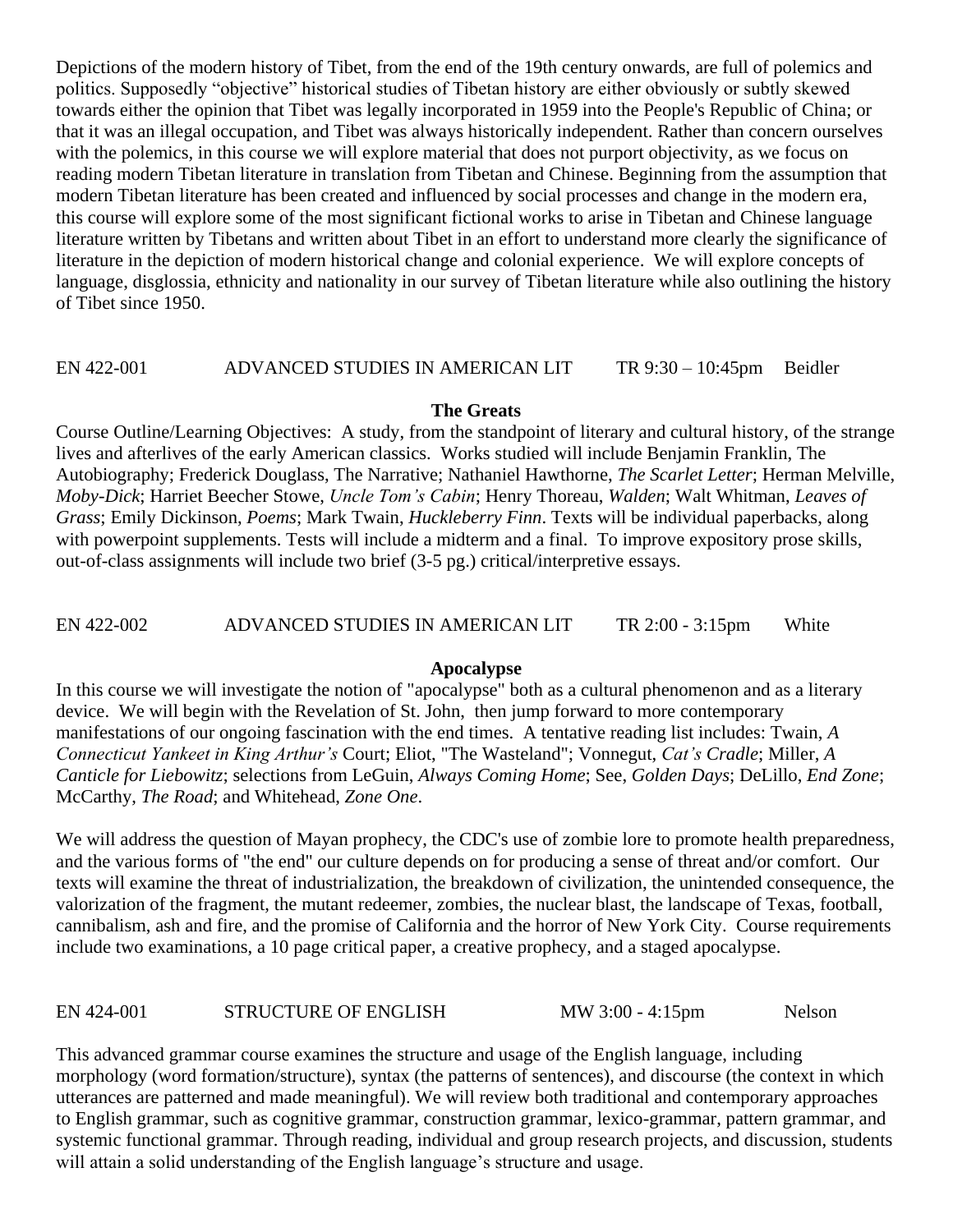Depictions of the modern history of Tibet, from the end of the 19th century onwards, are full of polemics and politics. Supposedly "objective" historical studies of Tibetan history are either obviously or subtly skewed towards either the opinion that Tibet was legally incorporated in 1959 into the People's Republic of China; or that it was an illegal occupation, and Tibet was always historically independent. Rather than concern ourselves with the polemics, in this course we will explore material that does not purport objectivity, as we focus on reading modern Tibetan literature in translation from Tibetan and Chinese. Beginning from the assumption that modern Tibetan literature has been created and influenced by social processes and change in the modern era, this course will explore some of the most significant fictional works to arise in Tibetan and Chinese language literature written by Tibetans and written about Tibet in an effort to understand more clearly the significance of literature in the depiction of modern historical change and colonial experience. We will explore concepts of language, disglossia, ethnicity and nationality in our survey of Tibetan literature while also outlining the history of Tibet since 1950.

EN 422-001 ADVANCED STUDIES IN AMERICAN LIT TR 9:30 – 10:45pm Beidler

**The Greats**

Course Outline/Learning Objectives: A study, from the standpoint of literary and cultural history, of the strange lives and afterlives of the early American classics. Works studied will include Benjamin Franklin, The Autobiography; Frederick Douglass, The Narrative; Nathaniel Hawthorne, *The Scarlet Letter*; Herman Melville, *Moby-Dick*; Harriet Beecher Stowe, *Uncle Tom's Cabin*; Henry Thoreau, *Walden*; Walt Whitman, *Leaves of Grass*; Emily Dickinson, *Poems*; Mark Twain, *Huckleberry Finn*. Texts will be individual paperbacks, along with powerpoint supplements. Tests will include a midterm and a final. To improve expository prose skills, out-of-class assignments will include two brief (3-5 pg.) critical/interpretive essays.

EN 422-002 ADVANCED STUDIES IN AMERICAN LIT TR 2:00 - 3:15pm White

**Apocalypse**

In this course we will investigate the notion of "apocalypse" both as a cultural phenomenon and as a literary device. We will begin with the Revelation of St. John, then jump forward to more contemporary manifestations of our ongoing fascination with the end times. A tentative reading list includes: Twain, *A Connecticut Yankeet in King Arthur's* Court; Eliot, "The Wasteland"; Vonnegut, *Cat's Cradle*; Miller, *A Canticle for Liebowitz*; selections from LeGuin, *Always Coming Home*; See, *Golden Days*; DeLillo, *End Zone*; McCarthy, *The Road*; and Whitehead, *Zone One*.

We will address the question of Mayan prophecy, the CDC's use of zombie lore to promote health preparedness, and the various forms of "the end" our culture depends on for producing a sense of threat and/or comfort. Our texts will examine the threat of industrialization, the breakdown of civilization, the unintended consequence, the valorization of the fragment, the mutant redeemer, zombies, the nuclear blast, the landscape of Texas, football, cannibalism, ash and fire, and the promise of California and the horror of New York City. Course requirements include two examinations, a 10 page critical paper, a creative prophecy, and a staged apocalypse.

EN 424-001 STRUCTURE OF ENGLISH MW 3:00 - 4:15pm Nelson

This advanced grammar course examines the structure and usage of the English language, including morphology (word formation/structure), syntax (the patterns of sentences), and discourse (the context in which utterances are patterned and made meaningful). We will review both traditional and contemporary approaches to English grammar, such as cognitive grammar, construction grammar, lexico-grammar, pattern grammar, and systemic functional grammar. Through reading, individual and group research projects, and discussion, students will attain a solid understanding of the English language's structure and usage.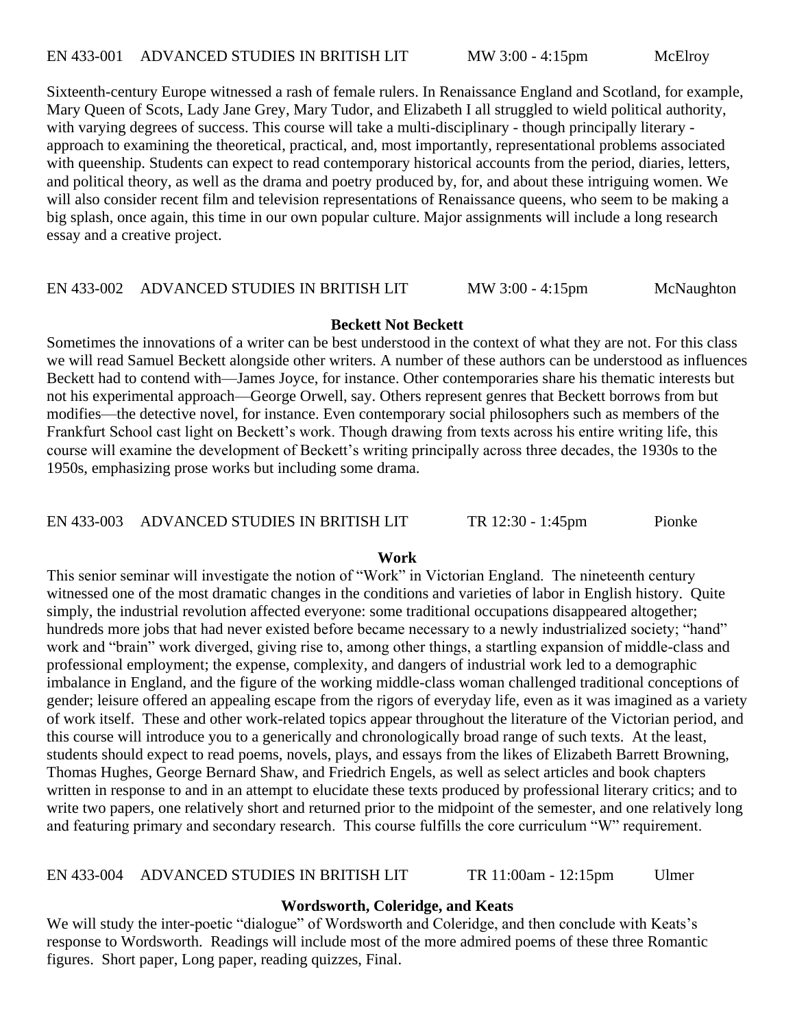EN 433-001 ADVANCED STUDIES IN BRITISH LIT MW 3:00 - 4:15pm McElroy

Sixteenth-century Europe witnessed a rash of female rulers. In Renaissance England and Scotland, for example, Mary Queen of Scots, Lady Jane Grey, Mary Tudor, and Elizabeth I all struggled to wield political authority, with varying degrees of success. This course will take a multi-disciplinary - though principally literary - approach to examining the theoretical, practical, and, most importantly, representational problems associated with queenship. Students can expect to read contemporary historical accounts from the period, diaries, letters, and political theory, as well as the drama and poetry produced by, for, and about these intriguing women. We will also consider recent film and television representations of Renaissance queens, who seem to be making a big splash, once again, this time in our own popular culture. Major assignments will include a long research essay and a creative project.

EN 433-002 ADVANCED STUDIES IN BRITISH LIT MW 3:00 - 4:15pm McNaughton

**Beckett Not Beckett**

Sometimes the innovations of a writer can be best understood in the context of what they are not. For this class we will read Samuel Beckett alongside other writers. A number of these authors can be understood as influences Beckett had to contend with—James Joyce, for instance. Other contemporaries share his thematic interests but not his experimental approach—George Orwell, say. Others represent genres that Beckett borrows from but modifies—the detective novel, for instance. Even contemporary social philosophers such as members of the Frankfurt School cast light on Beckett's work. Though drawing from texts across his entire writing life, this course will examine the development of Beckett's writing principally across three decades, the 1930s to the 1950s, emphasizing prose works but including some drama.

EN 433-003 ADVANCED STUDIES IN BRITISH LIT TR 12:30 - 1:45pm Pionke

**Work**

This senior seminar will investigate the notion of "Work" in Victorian England. The nineteenth century witnessed one of the most dramatic changes in the conditions and varieties of labor in English history. Quite simply, the industrial revolution affected everyone: some traditional occupations disappeared altogether; hundreds more jobs that had never existed before became necessary to a newly industrialized society; "hand" work and "brain" work diverged, giving rise to, among other things, a startling expansion of middle-class and professional employment; the expense, complexity, and dangers of industrial work led to a demographic imbalance in England, and the figure of the working middle-class woman challenged traditional conceptions of gender; leisure offered an appealing escape from the rigors of everyday life, even as it was imagined as a variety of work itself. These and other work-related topics appear throughout the literature of the Victorian period, and this course will introduce you to a generically and chronologically broad range of such texts. At the least, students should expect to read poems, novels, plays, and essays from the likes of Elizabeth Barrett Browning, Thomas Hughes, George Bernard Shaw, and Friedrich Engels, as well as select articles and book chapters written in response to and in an attempt to elucidate these texts produced by professional literary critics; and to write two papers, one relatively short and returned prior to the midpoint of the semester, and one relatively long and featuring primary and secondary research. This course fulfills the core curriculum "W" requirement.

EN 433-004 ADVANCED STUDIES IN BRITISH LIT TR 11:00am - 12:15pm Ulmer

**Wordsworth, Coleridge, and Keats**

We will study the inter-poetic "dialogue" of Wordsworth and Coleridge, and then conclude with Keats's response to Wordsworth. Readings will include most of the more admired poems of these three Romantic figures. Short paper, Long paper, reading quizzes, Final.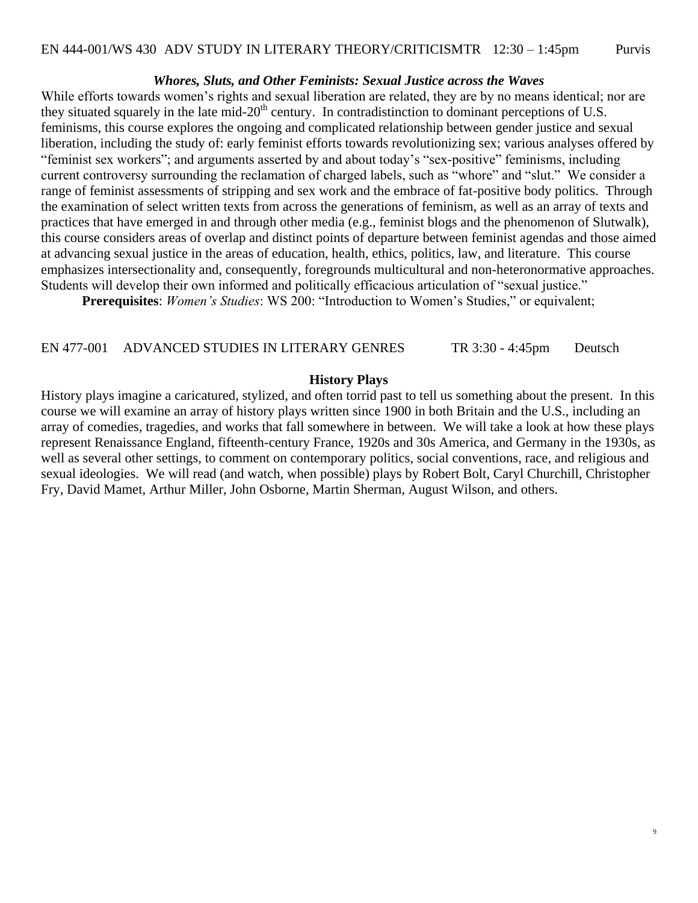EN 444-001/WS 430 ADV STUDY IN LITERARY THEORY/CRITICISM TR 12:30 – 1:45pm Purvis

### ***Whores, Sluts, and Other Feminists: Sexual Justice across the Waves***

While efforts towards women's rights and sexual liberation are related, they are by no means identical; nor are they situated squarely in the late mid-20th century. In contradistinction to dominant perceptions of U.S. feminisms, this course explores the ongoing and complicated relationship between gender justice and sexual liberation, including the study of: early feminist efforts towards revolutionizing sex; various analyses offered by "feminist sex workers"; and arguments asserted by and about today's "sex-positive" feminisms, including current controversy surrounding the reclamation of charged labels, such as "whore" and "slut." We consider a range of feminist assessments of stripping and sex work and the embrace of fat-positive body politics. Through the examination of select written texts from across the generations of feminism, as well as an array of texts and practices that have emerged in and through other media (e.g., feminist blogs and the phenomenon of Slutwalk), this course considers areas of overlap and distinct points of departure between feminist agendas and those aimed at advancing sexual justice in the areas of education, health, ethics, politics, law, and literature. This course emphasizes intersectionality and, consequently, foregrounds multicultural and non-heteronormative approaches. Students will develop their own informed and politically efficacious articulation of "sexual justice."

**Prerequisites**: *Women's Studies*: WS 200: "Introduction to Women's Studies," or equivalent;

EN 477-001 ADVANCED STUDIES IN LITERARY GENRES TR 3:30 - 4:45pm Deutsch

### **History Plays**

History plays imagine a caricatured, stylized, and often torrid past to tell us something about the present. In this course we will examine an array of history plays written since 1900 in both Britain and the U.S., including an array of comedies, tragedies, and works that fall somewhere in between. We will take a look at how these plays represent Renaissance England, fifteenth-century France, 1920s and 30s America, and Germany in the 1930s, as well as several other settings, to comment on contemporary politics, social conventions, race, and religious and sexual ideologies. We will read (and watch, when possible) plays by Robert Bolt, Caryl Churchill, Christopher Fry, David Mamet, Arthur Miller, John Osborne, Martin Sherman, August Wilson, and others.